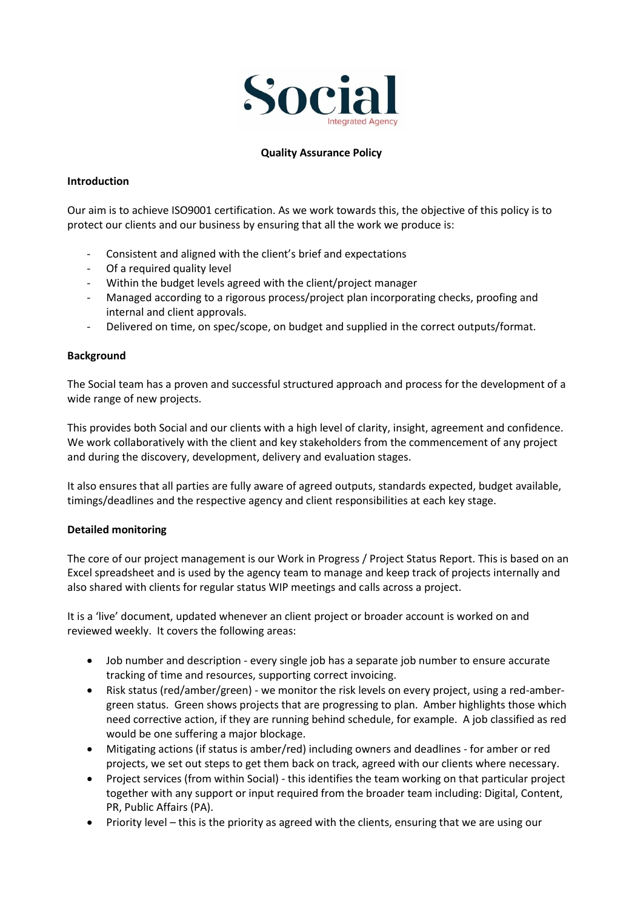Social
Integrated Agency

**Quality Assurance Policy**

**Introduction**

Our aim is to achieve ISO9001 certification. As we work towards this, the objective of this policy is to protect our clients and our business by ensuring that all the work we produce is:

- Consistent and aligned with the client's brief and expectations
- Of a required quality level
- Within the budget levels agreed with the client/project manager
- Managed according to a rigorous process/project plan incorporating checks, proofing and internal and client approvals.
- Delivered on time, on spec/scope, on budget and supplied in the correct outputs/format.

**Background**

The Social team has a proven and successful structured approach and process for the development of a wide range of new projects.

This provides both Social and our clients with a high level of clarity, insight, agreement and confidence. We work collaboratively with the client and key stakeholders from the commencement of any project and during the discovery, development, delivery and evaluation stages.

It also ensures that all parties are fully aware of agreed outputs, standards expected, budget available, timings/deadlines and the respective agency and client responsibilities at each key stage.

**Detailed monitoring**

The core of our project management is our Work in Progress / Project Status Report. This is based on an Excel spreadsheet and is used by the agency team to manage and keep track of projects internally and also shared with clients for regular status WIP meetings and calls across a project.

It is a 'live' document, updated whenever an client project or broader account is worked on and reviewed weekly. It covers the following areas:

- Job number and description - every single job has a separate job number to ensure accurate tracking of time and resources, supporting correct invoicing.
- Risk status (red/amber/green) - we monitor the risk levels on every project, using a red-amber-green status. Green shows projects that are progressing to plan. Amber highlights those which need corrective action, if they are running behind schedule, for example. A job classified as red would be one suffering a major blockage.
- Mitigating actions (if status is amber/red) including owners and deadlines - for amber or red projects, we set out steps to get them back on track, agreed with our clients where necessary.
- Project services (from within Social) - this identifies the team working on that particular project together with any support or input required from the broader team including: Digital, Content, PR, Public Affairs (PA).
- Priority level – this is the priority as agreed with the clients, ensuring that we are using our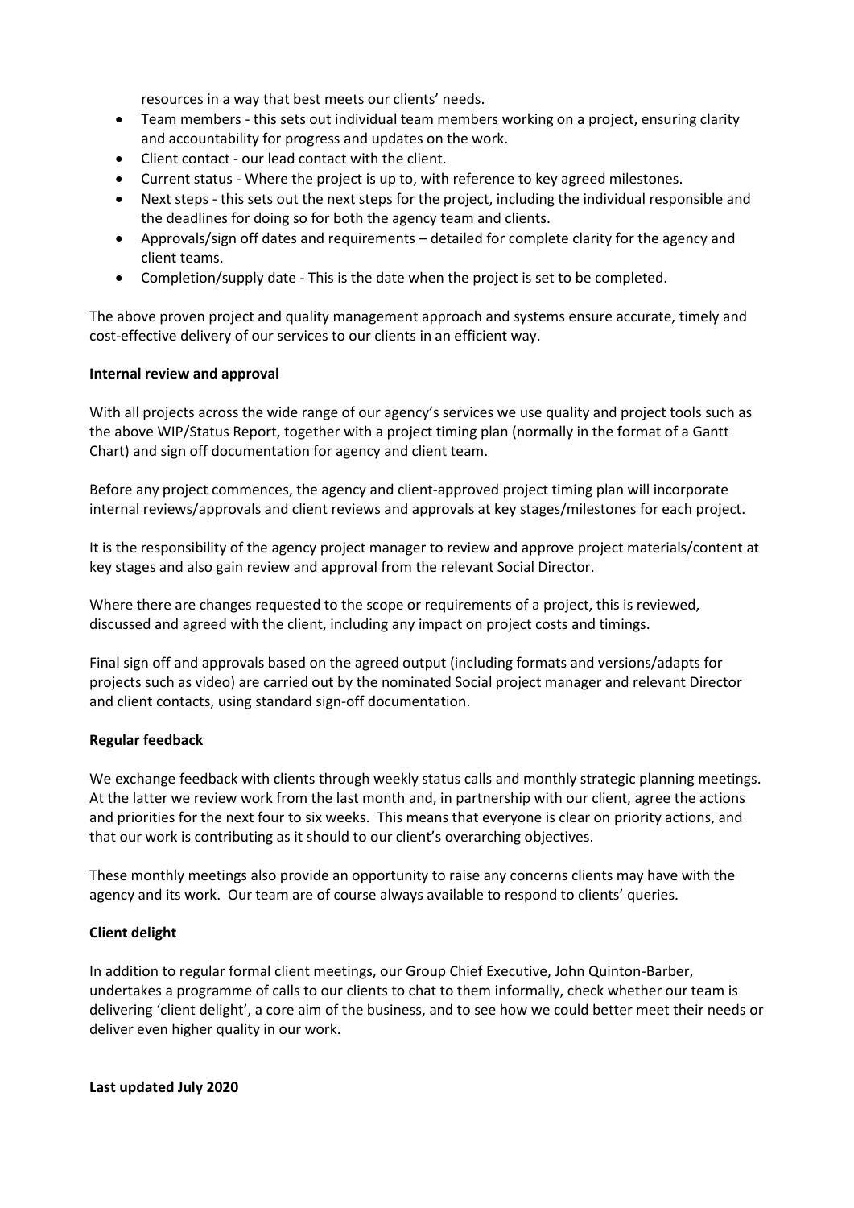resources in a way that best meets our clients' needs.

- Team members - this sets out individual team members working on a project, ensuring clarity and accountability for progress and updates on the work.
- Client contact - our lead contact with the client.
- Current status - Where the project is up to, with reference to key agreed milestones.
- Next steps - this sets out the next steps for the project, including the individual responsible and the deadlines for doing so for both the agency team and clients.
- Approvals/sign off dates and requirements – detailed for complete clarity for the agency and client teams.
- Completion/supply date - This is the date when the project is set to be completed.

The above proven project and quality management approach and systems ensure accurate, timely and cost-effective delivery of our services to our clients in an efficient way.

**Internal review and approval**

With all projects across the wide range of our agency's services we use quality and project tools such as the above WIP/Status Report, together with a project timing plan (normally in the format of a Gantt Chart) and sign off documentation for agency and client team.

Before any project commences, the agency and client-approved project timing plan will incorporate internal reviews/approvals and client reviews and approvals at key stages/milestones for each project.

It is the responsibility of the agency project manager to review and approve project materials/content at key stages and also gain review and approval from the relevant Social Director.

Where there are changes requested to the scope or requirements of a project, this is reviewed, discussed and agreed with the client, including any impact on project costs and timings.

Final sign off and approvals based on the agreed output (including formats and versions/adapts for projects such as video) are carried out by the nominated Social project manager and relevant Director and client contacts, using standard sign-off documentation.

**Regular feedback**

We exchange feedback with clients through weekly status calls and monthly strategic planning meetings. At the latter we review work from the last month and, in partnership with our client, agree the actions and priorities for the next four to six weeks. This means that everyone is clear on priority actions, and that our work is contributing as it should to our client's overarching objectives.

These monthly meetings also provide an opportunity to raise any concerns clients may have with the agency and its work. Our team are of course always available to respond to clients' queries.

**Client delight**

In addition to regular formal client meetings, our Group Chief Executive, John Quinton-Barber, undertakes a programme of calls to our clients to chat to them informally, check whether our team is delivering 'client delight', a core aim of the business, and to see how we could better meet their needs or deliver even higher quality in our work.

**Last updated July 2020**